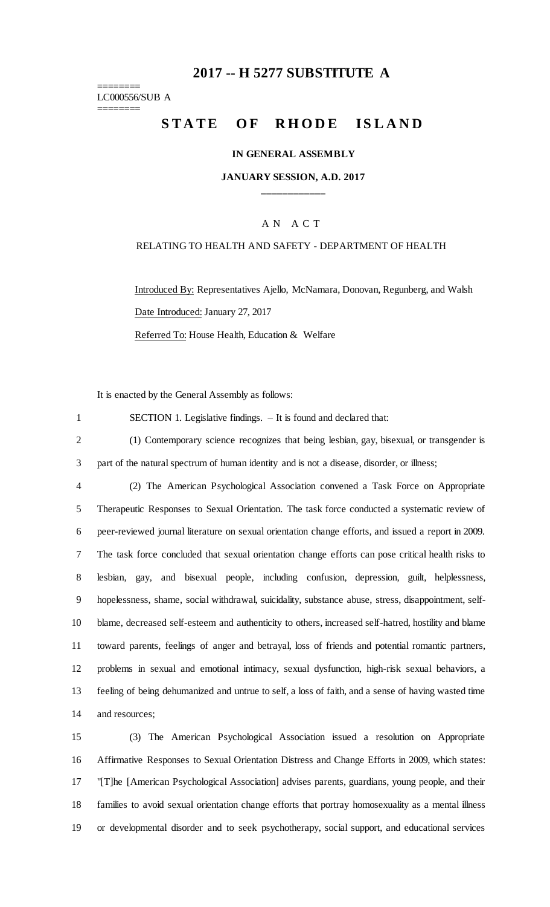# 2017 -- H 5277 SUBSTITUTE A

========
LC000556/SUB A
========

# STATE OF RHODE ISLAND

**IN GENERAL ASSEMBLY**

**JANUARY SESSION, A.D. 2017**

____________

A N A C T

RELATING TO HEALTH AND SAFETY - DEPARTMENT OF HEALTH

Introduced By: Representatives Ajello, McNamara, Donovan, Regunberg, and Walsh

Date Introduced: January 27, 2017

Referred To: House Health, Education & Welfare

It is enacted by the General Assembly as follows:

SECTION 1. Legislative findings. – It is found and declared that:

(1) Contemporary science recognizes that being lesbian, gay, bisexual, or transgender is part of the natural spectrum of human identity and is not a disease, disorder, or illness;

(2) The American Psychological Association convened a Task Force on Appropriate Therapeutic Responses to Sexual Orientation. The task force conducted a systematic review of peer-reviewed journal literature on sexual orientation change efforts, and issued a report in 2009. The task force concluded that sexual orientation change efforts can pose critical health risks to lesbian, gay, and bisexual people, including confusion, depression, guilt, helplessness, hopelessness, shame, social withdrawal, suicidality, substance abuse, stress, disappointment, self-blame, decreased self-esteem and authenticity to others, increased self-hatred, hostility and blame toward parents, feelings of anger and betrayal, loss of friends and potential romantic partners, problems in sexual and emotional intimacy, sexual dysfunction, high-risk sexual behaviors, a feeling of being dehumanized and untrue to self, a loss of faith, and a sense of having wasted time and resources;

(3) The American Psychological Association issued a resolution on Appropriate Affirmative Responses to Sexual Orientation Distress and Change Efforts in 2009, which states: "[T]he [American Psychological Association] advises parents, guardians, young people, and their families to avoid sexual orientation change efforts that portray homosexuality as a mental illness or developmental disorder and to seek psychotherapy, social support, and educational services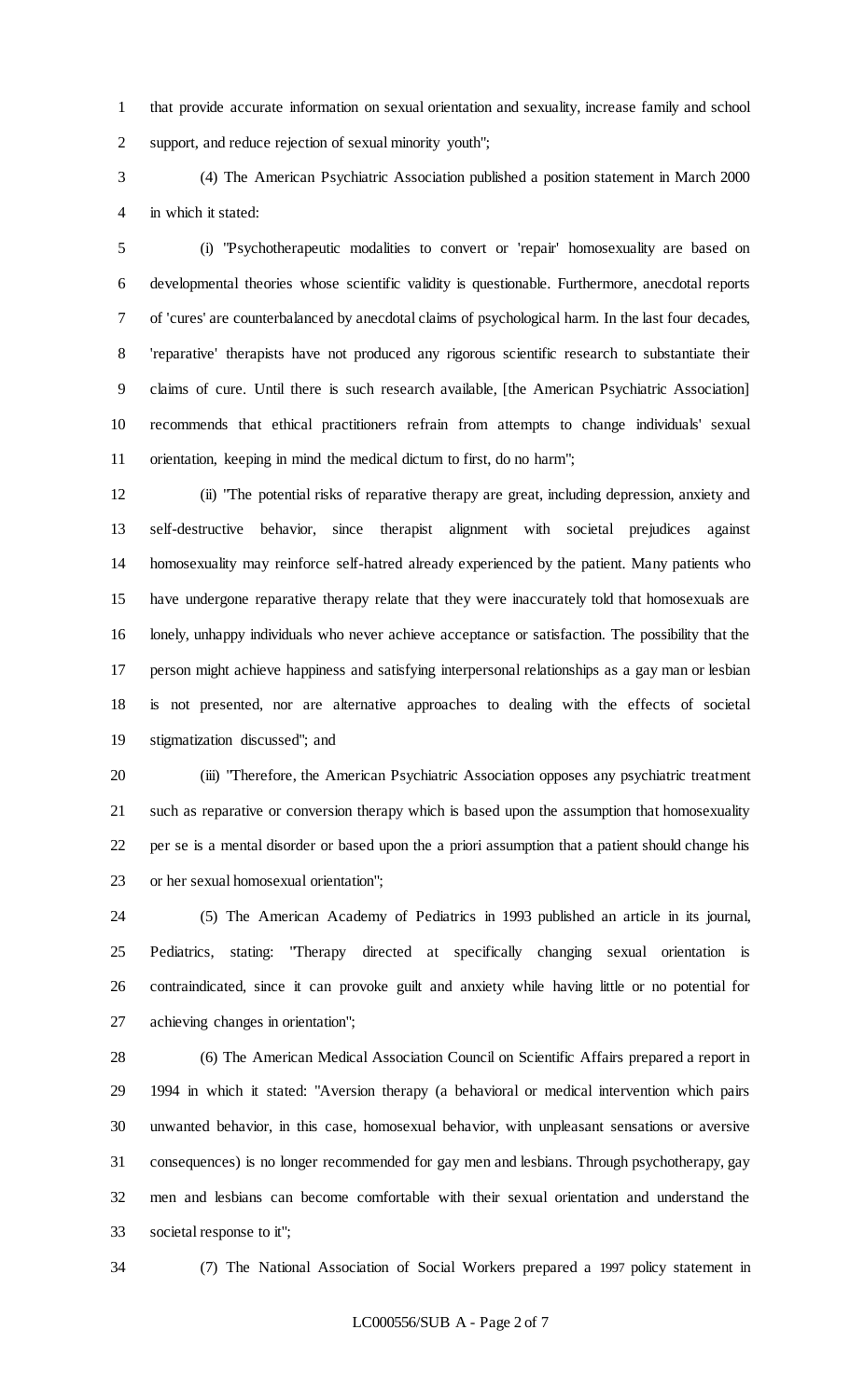that provide accurate information on sexual orientation and sexuality, increase family and school support, and reduce rejection of sexual minority youth";

(4) The American Psychiatric Association published a position statement in March 2000 in which it stated:

(i) "Psychotherapeutic modalities to convert or 'repair' homosexuality are based on developmental theories whose scientific validity is questionable. Furthermore, anecdotal reports of 'cures' are counterbalanced by anecdotal claims of psychological harm. In the last four decades, 'reparative' therapists have not produced any rigorous scientific research to substantiate their claims of cure. Until there is such research available, [the American Psychiatric Association] recommends that ethical practitioners refrain from attempts to change individuals' sexual orientation, keeping in mind the medical dictum to first, do no harm";

(ii) "The potential risks of reparative therapy are great, including depression, anxiety and self-destructive behavior, since therapist alignment with societal prejudices against homosexuality may reinforce self-hatred already experienced by the patient. Many patients who have undergone reparative therapy relate that they were inaccurately told that homosexuals are lonely, unhappy individuals who never achieve acceptance or satisfaction. The possibility that the person might achieve happiness and satisfying interpersonal relationships as a gay man or lesbian is not presented, nor are alternative approaches to dealing with the effects of societal stigmatization discussed"; and

(iii) "Therefore, the American Psychiatric Association opposes any psychiatric treatment such as reparative or conversion therapy which is based upon the assumption that homosexuality per se is a mental disorder or based upon the a priori assumption that a patient should change his or her sexual homosexual orientation";

(5) The American Academy of Pediatrics in 1993 published an article in its journal, Pediatrics, stating: "Therapy directed at specifically changing sexual orientation is contraindicated, since it can provoke guilt and anxiety while having little or no potential for achieving changes in orientation";

(6) The American Medical Association Council on Scientific Affairs prepared a report in 1994 in which it stated: "Aversion therapy (a behavioral or medical intervention which pairs unwanted behavior, in this case, homosexual behavior, with unpleasant sensations or aversive consequences) is no longer recommended for gay men and lesbians. Through psychotherapy, gay men and lesbians can become comfortable with their sexual orientation and understand the societal response to it";

(7) The National Association of Social Workers prepared a 1997 policy statement in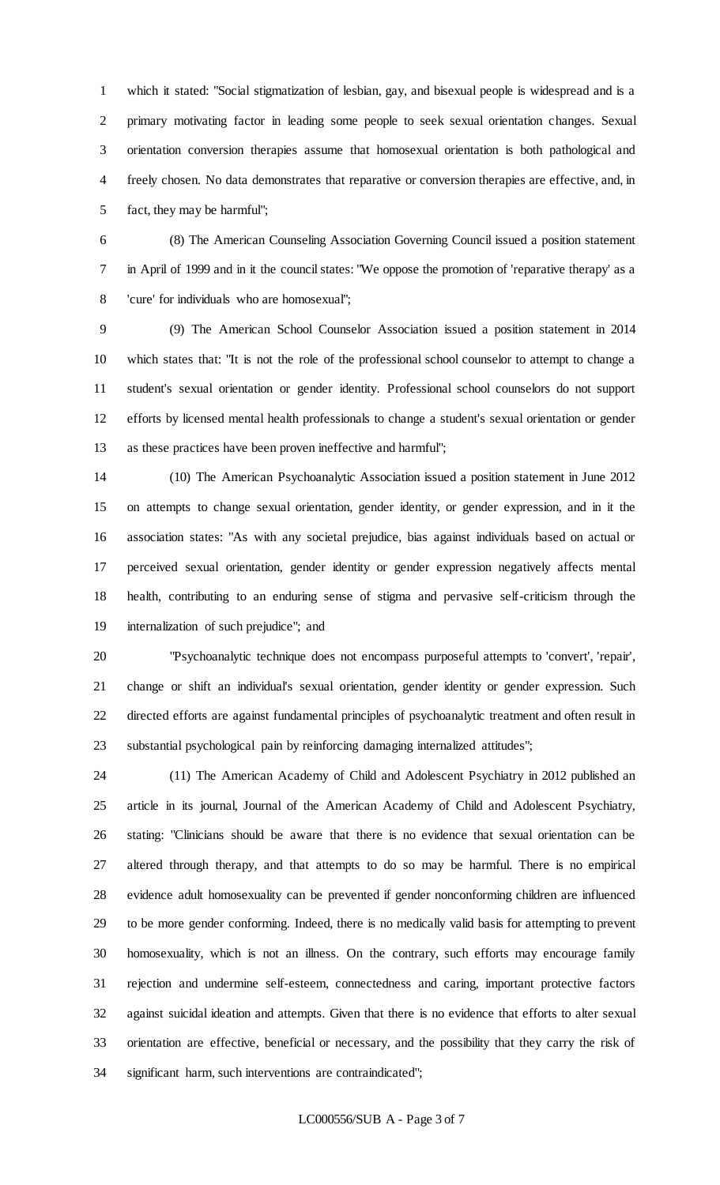which it stated: "Social stigmatization of lesbian, gay, and bisexual people is widespread and is a primary motivating factor in leading some people to seek sexual orientation changes. Sexual orientation conversion therapies assume that homosexual orientation is both pathological and freely chosen. No data demonstrates that reparative or conversion therapies are effective, and, in fact, they may be harmful";

(8) The American Counseling Association Governing Council issued a position statement in April of 1999 and in it the council states: "We oppose the promotion of 'reparative therapy' as a 'cure' for individuals who are homosexual";

(9) The American School Counselor Association issued a position statement in 2014 which states that: "It is not the role of the professional school counselor to attempt to change a student's sexual orientation or gender identity. Professional school counselors do not support efforts by licensed mental health professionals to change a student's sexual orientation or gender as these practices have been proven ineffective and harmful";

(10) The American Psychoanalytic Association issued a position statement in June 2012 on attempts to change sexual orientation, gender identity, or gender expression, and in it the association states: "As with any societal prejudice, bias against individuals based on actual or perceived sexual orientation, gender identity or gender expression negatively affects mental health, contributing to an enduring sense of stigma and pervasive self-criticism through the internalization of such prejudice"; and

"Psychoanalytic technique does not encompass purposeful attempts to 'convert', 'repair', change or shift an individual's sexual orientation, gender identity or gender expression. Such directed efforts are against fundamental principles of psychoanalytic treatment and often result in substantial psychological pain by reinforcing damaging internalized attitudes";

(11) The American Academy of Child and Adolescent Psychiatry in 2012 published an article in its journal, Journal of the American Academy of Child and Adolescent Psychiatry, stating: "Clinicians should be aware that there is no evidence that sexual orientation can be altered through therapy, and that attempts to do so may be harmful. There is no empirical evidence adult homosexuality can be prevented if gender nonconforming children are influenced to be more gender conforming. Indeed, there is no medically valid basis for attempting to prevent homosexuality, which is not an illness. On the contrary, such efforts may encourage family rejection and undermine self-esteem, connectedness and caring, important protective factors against suicidal ideation and attempts. Given that there is no evidence that efforts to alter sexual orientation are effective, beneficial or necessary, and the possibility that they carry the risk of significant harm, such interventions are contraindicated";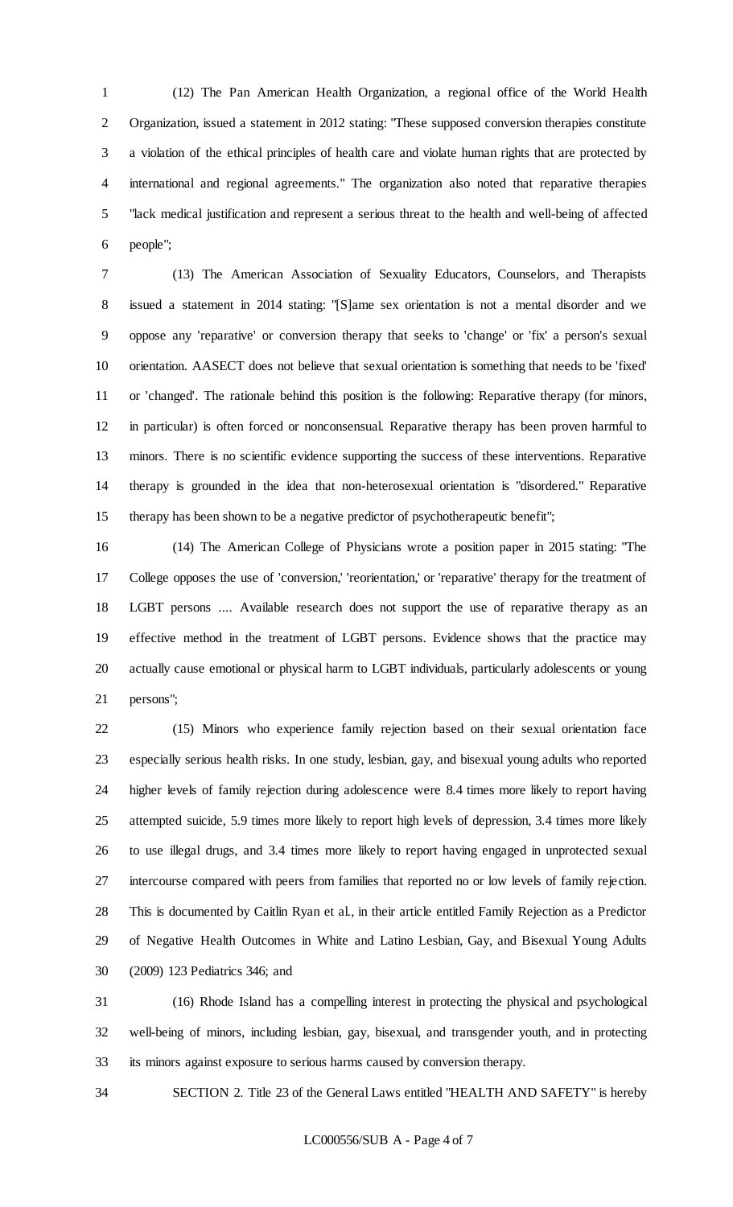(12) The Pan American Health Organization, a regional office of the World Health Organization, issued a statement in 2012 stating: "These supposed conversion therapies constitute a violation of the ethical principles of health care and violate human rights that are protected by international and regional agreements." The organization also noted that reparative therapies "lack medical justification and represent a serious threat to the health and well-being of affected people";

(13) The American Association of Sexuality Educators, Counselors, and Therapists issued a statement in 2014 stating: "[S]ame sex orientation is not a mental disorder and we oppose any 'reparative' or conversion therapy that seeks to 'change' or 'fix' a person's sexual orientation. AASECT does not believe that sexual orientation is something that needs to be 'fixed' or 'changed'. The rationale behind this position is the following: Reparative therapy (for minors, in particular) is often forced or nonconsensual. Reparative therapy has been proven harmful to minors. There is no scientific evidence supporting the success of these interventions. Reparative therapy is grounded in the idea that non-heterosexual orientation is "disordered." Reparative therapy has been shown to be a negative predictor of psychotherapeutic benefit";

(14) The American College of Physicians wrote a position paper in 2015 stating: "The College opposes the use of 'conversion,' 'reorientation,' or 'reparative' therapy for the treatment of LGBT persons .... Available research does not support the use of reparative therapy as an effective method in the treatment of LGBT persons. Evidence shows that the practice may actually cause emotional or physical harm to LGBT individuals, particularly adolescents or young persons";

(15) Minors who experience family rejection based on their sexual orientation face especially serious health risks. In one study, lesbian, gay, and bisexual young adults who reported higher levels of family rejection during adolescence were 8.4 times more likely to report having attempted suicide, 5.9 times more likely to report high levels of depression, 3.4 times more likely to use illegal drugs, and 3.4 times more likely to report having engaged in unprotected sexual intercourse compared with peers from families that reported no or low levels of family rejection. This is documented by Caitlin Ryan et al., in their article entitled Family Rejection as a Predictor of Negative Health Outcomes in White and Latino Lesbian, Gay, and Bisexual Young Adults (2009) 123 Pediatrics 346; and

(16) Rhode Island has a compelling interest in protecting the physical and psychological well-being of minors, including lesbian, gay, bisexual, and transgender youth, and in protecting its minors against exposure to serious harms caused by conversion therapy.

SECTION 2. Title 23 of the General Laws entitled "HEALTH AND SAFETY" is hereby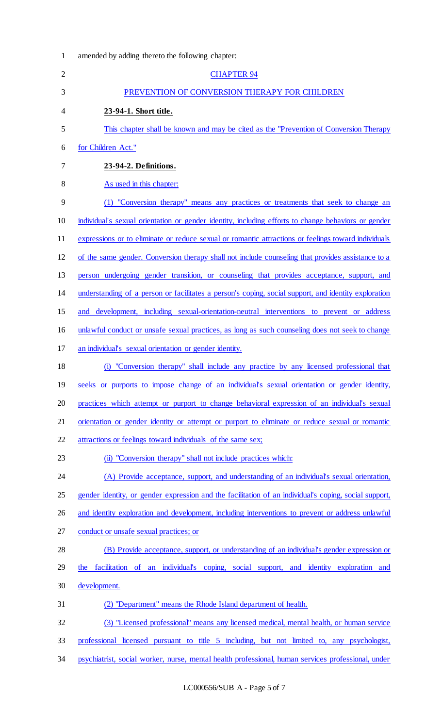amended by adding thereto the following chapter:

CHAPTER 94

PREVENTION OF CONVERSION THERAPY FOR CHILDREN

**23-94-1. Short title.**

This chapter shall be known and may be cited as the "Prevention of Conversion Therapy for Children Act."

**23-94-2. Definitions.**

As used in this chapter:

(1) "Conversion therapy" means any practices or treatments that seek to change an individual's sexual orientation or gender identity, including efforts to change behaviors or gender expressions or to eliminate or reduce sexual or romantic attractions or feelings toward individuals of the same gender. Conversion therapy shall not include counseling that provides assistance to a person undergoing gender transition, or counseling that provides acceptance, support, and understanding of a person or facilitates a person's coping, social support, and identity exploration and development, including sexual-orientation-neutral interventions to prevent or address unlawful conduct or unsafe sexual practices, as long as such counseling does not seek to change an individual's sexual orientation or gender identity.

(i) "Conversion therapy" shall include any practice by any licensed professional that seeks or purports to impose change of an individual's sexual orientation or gender identity, practices which attempt or purport to change behavioral expression of an individual's sexual orientation or gender identity or attempt or purport to eliminate or reduce sexual or romantic attractions or feelings toward individuals of the same sex;

(ii) "Conversion therapy" shall not include practices which:

(A) Provide acceptance, support, and understanding of an individual's sexual orientation, gender identity, or gender expression and the facilitation of an individual's coping, social support, and identity exploration and development, including interventions to prevent or address unlawful conduct or unsafe sexual practices; or

(B) Provide acceptance, support, or understanding of an individual's gender expression or the facilitation of an individual's coping, social support, and identity exploration and development.

(2) "Department" means the Rhode Island department of health.

(3) "Licensed professional" means any licensed medical, mental health, or human service professional licensed pursuant to title 5 including, but not limited to, any psychologist, psychiatrist, social worker, nurse, mental health professional, human services professional, under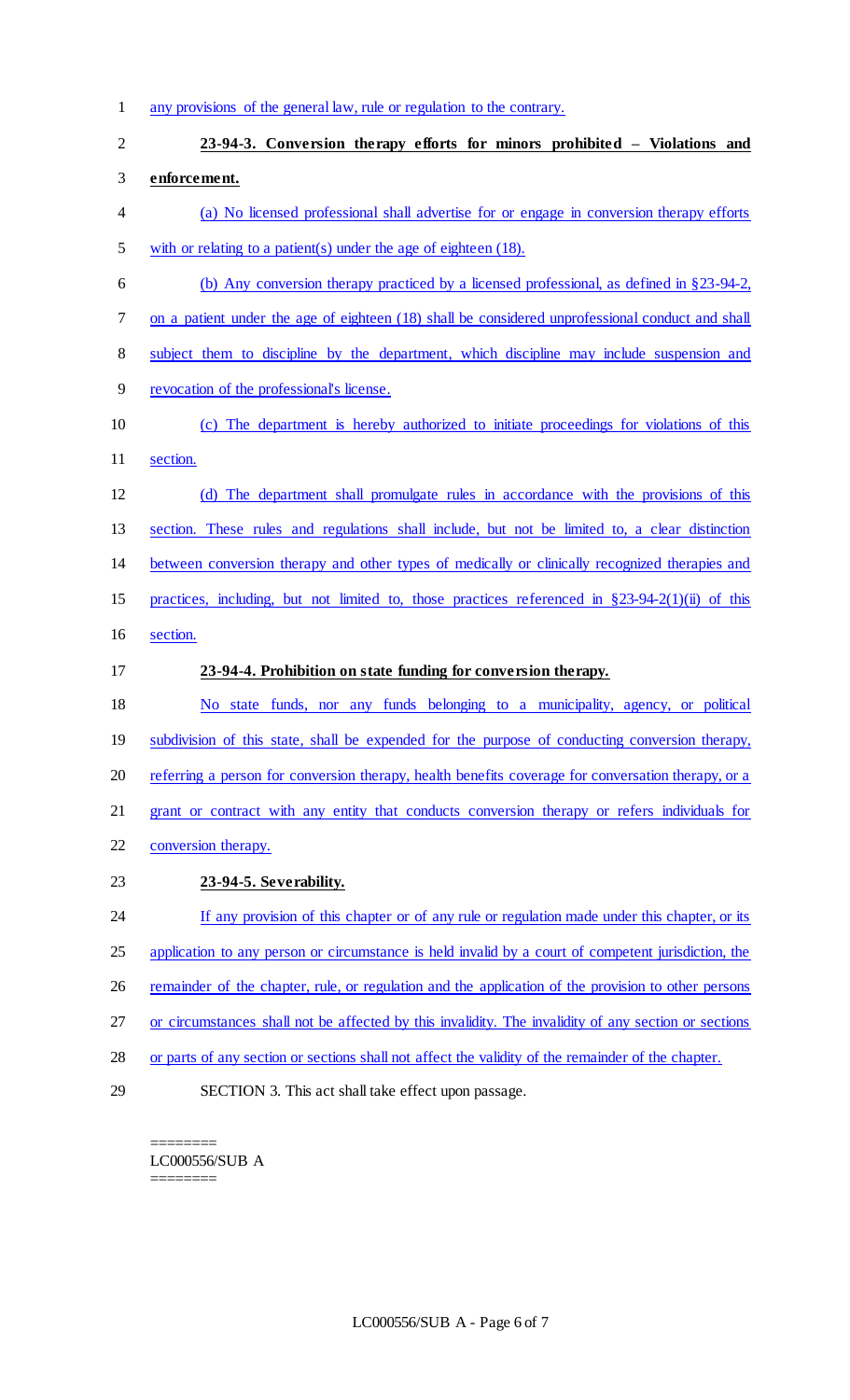any provisions of the general law, rule or regulation to the contrary.

**23-94-3. Conversion therapy efforts for minors prohibited – Violations and enforcement.**

(a) No licensed professional shall advertise for or engage in conversion therapy efforts with or relating to a patient(s) under the age of eighteen (18).

(b) Any conversion therapy practiced by a licensed professional, as defined in §23-94-2, on a patient under the age of eighteen (18) shall be considered unprofessional conduct and shall subject them to discipline by the department, which discipline may include suspension and revocation of the professional's license.

(c) The department is hereby authorized to initiate proceedings for violations of this section.

(d) The department shall promulgate rules in accordance with the provisions of this section. These rules and regulations shall include, but not be limited to, a clear distinction between conversion therapy and other types of medically or clinically recognized therapies and practices, including, but not limited to, those practices referenced in §23-94-2(1)(ii) of this section.

**23-94-4. Prohibition on state funding for conversion therapy.**

No state funds, nor any funds belonging to a municipality, agency, or political subdivision of this state, shall be expended for the purpose of conducting conversion therapy, referring a person for conversion therapy, health benefits coverage for conversation therapy, or a grant or contract with any entity that conducts conversion therapy or refers individuals for conversion therapy.

**23-94-5. Severability.**

If any provision of this chapter or of any rule or regulation made under this chapter, or its application to any person or circumstance is held invalid by a court of competent jurisdiction, the remainder of the chapter, rule, or regulation and the application of the provision to other persons or circumstances shall not be affected by this invalidity. The invalidity of any section or sections or parts of any section or sections shall not affect the validity of the remainder of the chapter.

SECTION 3. This act shall take effect upon passage.

========
LC000556/SUB A
========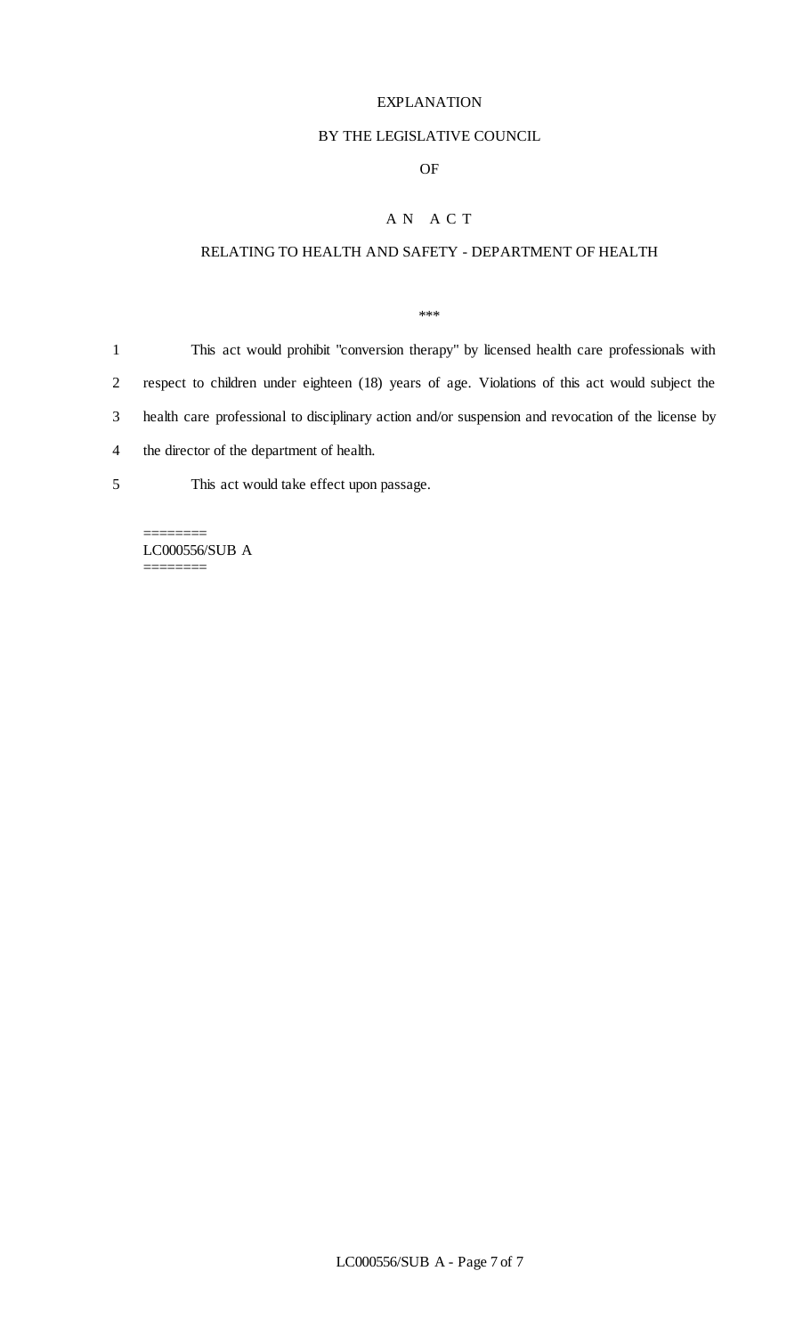EXPLANATION

BY THE LEGISLATIVE COUNCIL

OF

A N A C T

RELATING TO HEALTH AND SAFETY - DEPARTMENT OF HEALTH

\*\*\*

1 This act would prohibit "conversion therapy" by licensed health care professionals with
2 respect to children under eighteen (18) years of age. Violations of this act would subject the
3 health care professional to disciplinary action and/or suspension and revocation of the license by
4 the director of the department of health.

5 This act would take effect upon passage.

========
LC000556/SUB A
========